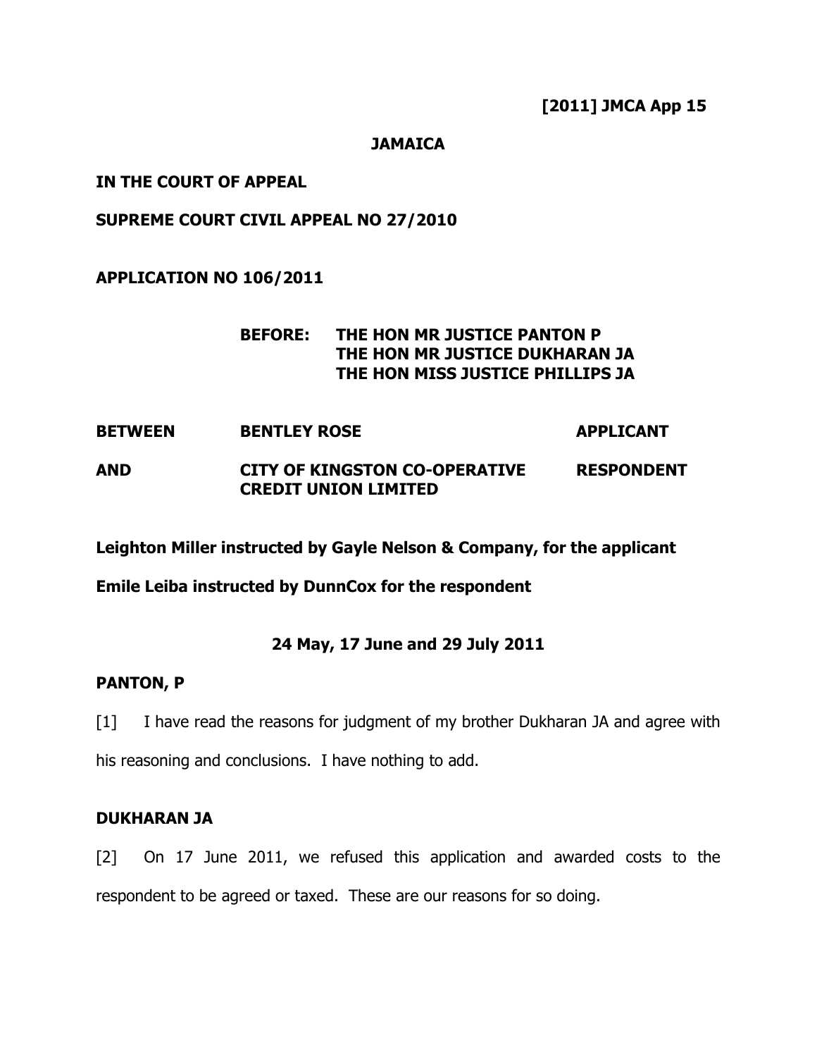**[2011] JMCA App 15**

**JAMAICA**

**IN THE COURT OF APPEAL**

**SUPREME COURT CIVIL APPEAL NO 27/2010**

**APPLICATION NO 106/2011**

**BEFORE: THE HON MR JUSTICE PANTON P**
**THE HON MR JUSTICE DUKHARAN JA**
**THE HON MISS JUSTICE PHILLIPS JA**

| | | |
|---|---|---|
| **BETWEEN** | **BENTLEY ROSE** | **APPLICANT** |
| **AND** | **CITY OF KINGSTON CO-OPERATIVE CREDIT UNION LIMITED** | **RESPONDENT** |

**Leighton Miller instructed by Gayle Nelson & Company, for the applicant**

**Emile Leiba instructed by DunnCox for the respondent**

**24 May, 17 June and 29 July 2011**

**PANTON, P**

[1] I have read the reasons for judgment of my brother Dukharan JA and agree with his reasoning and conclusions. I have nothing to add.

**DUKHARAN JA**

[2] On 17 June 2011, we refused this application and awarded costs to the respondent to be agreed or taxed. These are our reasons for so doing.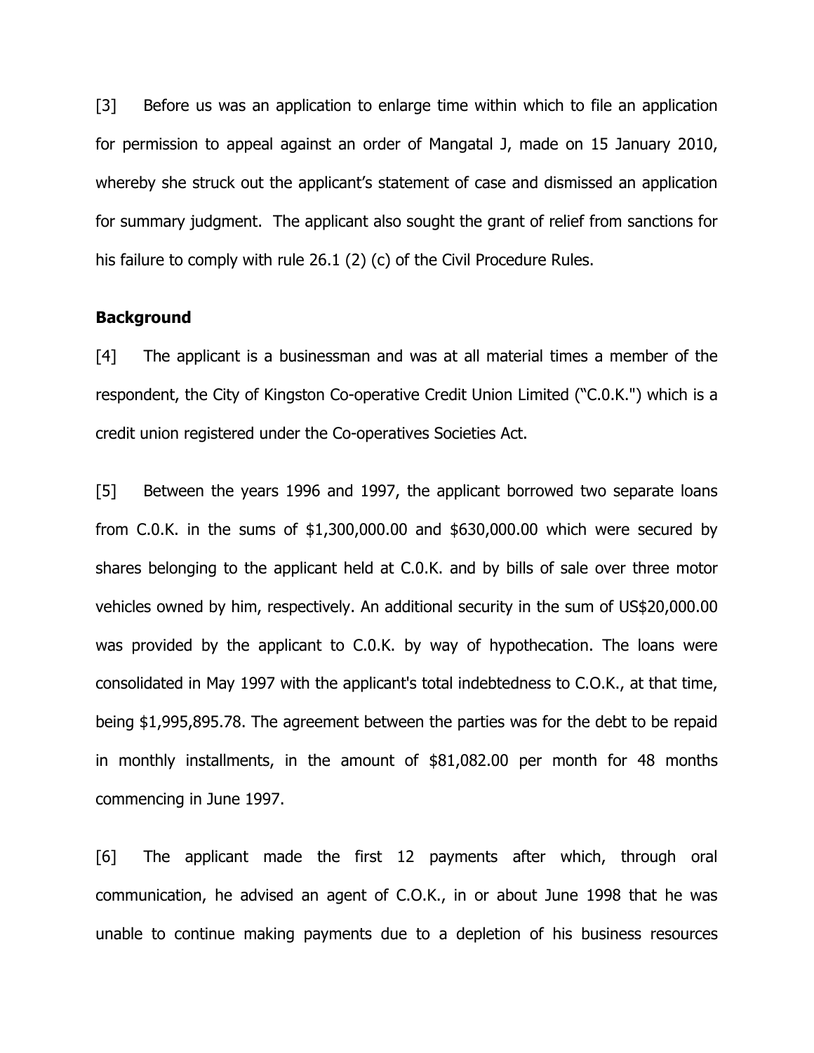[3] Before us was an application to enlarge time within which to file an application for permission to appeal against an order of Mangatal J, made on 15 January 2010, whereby she struck out the applicant's statement of case and dismissed an application for summary judgment. The applicant also sought the grant of relief from sanctions for his failure to comply with rule 26.1 (2) (c) of the Civil Procedure Rules.

**Background**

[4] The applicant is a businessman and was at all material times a member of the respondent, the City of Kingston Co-operative Credit Union Limited ("C.0.K.") which is a credit union registered under the Co-operatives Societies Act.

[5] Between the years 1996 and 1997, the applicant borrowed two separate loans from C.0.K. in the sums of $1,300,000.00 and $630,000.00 which were secured by shares belonging to the applicant held at C.0.K. and by bills of sale over three motor vehicles owned by him, respectively. An additional security in the sum of US$20,000.00 was provided by the applicant to C.0.K. by way of hypothecation. The loans were consolidated in May 1997 with the applicant's total indebtedness to C.O.K., at that time, being $1,995,895.78. The agreement between the parties was for the debt to be repaid in monthly installments, in the amount of $81,082.00 per month for 48 months commencing in June 1997.

[6] The applicant made the first 12 payments after which, through oral communication, he advised an agent of C.O.K., in or about June 1998 that he was unable to continue making payments due to a depletion of his business resources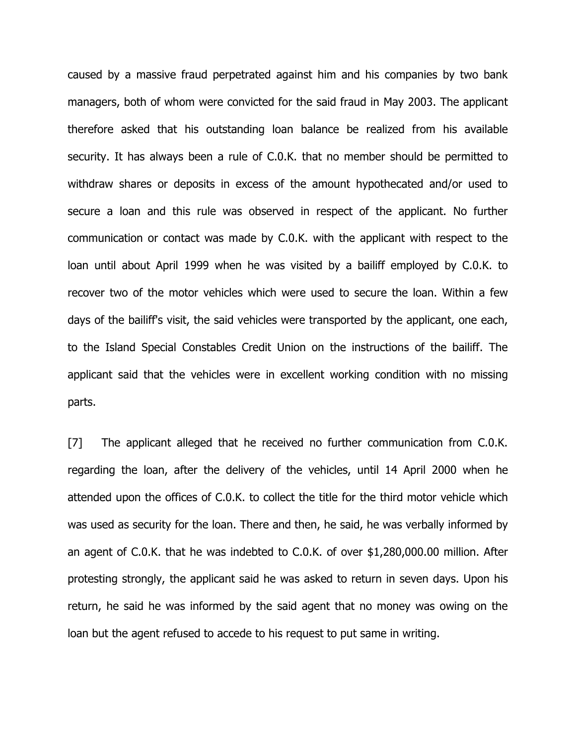caused by a massive fraud perpetrated against him and his companies by two bank managers, both of whom were convicted for the said fraud in May 2003. The applicant therefore asked that his outstanding loan balance be realized from his available security. It has always been a rule of C.0.K. that no member should be permitted to withdraw shares or deposits in excess of the amount hypothecated and/or used to secure a loan and this rule was observed in respect of the applicant. No further communication or contact was made by C.0.K. with the applicant with respect to the loan until about April 1999 when he was visited by a bailiff employed by C.0.K. to recover two of the motor vehicles which were used to secure the loan. Within a few days of the bailiff's visit, the said vehicles were transported by the applicant, one each, to the Island Special Constables Credit Union on the instructions of the bailiff. The applicant said that the vehicles were in excellent working condition with no missing parts.

[7] The applicant alleged that he received no further communication from C.0.K. regarding the loan, after the delivery of the vehicles, until 14 April 2000 when he attended upon the offices of C.0.K. to collect the title for the third motor vehicle which was used as security for the loan. There and then, he said, he was verbally informed by an agent of C.0.K. that he was indebted to C.0.K. of over $1,280,000.00 million. After protesting strongly, the applicant said he was asked to return in seven days. Upon his return, he said he was informed by the said agent that no money was owing on the loan but the agent refused to accede to his request to put same in writing.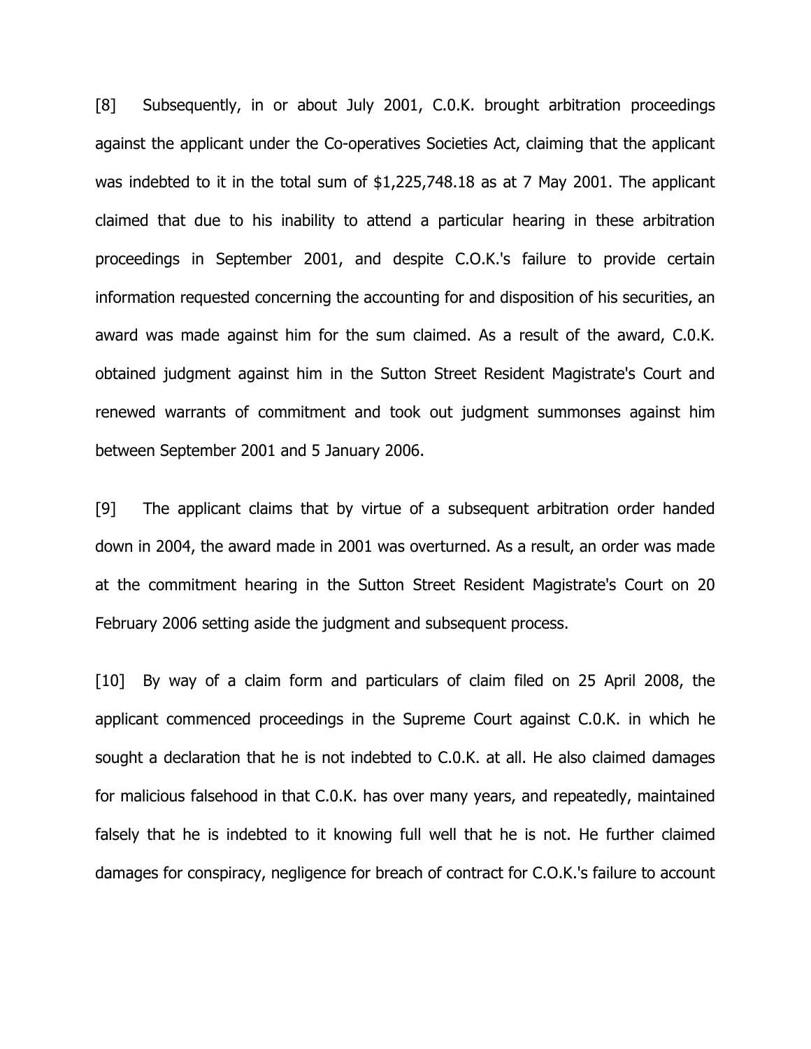[8] Subsequently, in or about July 2001, C.0.K. brought arbitration proceedings against the applicant under the Co-operatives Societies Act, claiming that the applicant was indebted to it in the total sum of $1,225,748.18 as at 7 May 2001. The applicant claimed that due to his inability to attend a particular hearing in these arbitration proceedings in September 2001, and despite C.O.K.'s failure to provide certain information requested concerning the accounting for and disposition of his securities, an award was made against him for the sum claimed. As a result of the award, C.0.K. obtained judgment against him in the Sutton Street Resident Magistrate's Court and renewed warrants of commitment and took out judgment summonses against him between September 2001 and 5 January 2006.

[9] The applicant claims that by virtue of a subsequent arbitration order handed down in 2004, the award made in 2001 was overturned. As a result, an order was made at the commitment hearing in the Sutton Street Resident Magistrate's Court on 20 February 2006 setting aside the judgment and subsequent process.

[10] By way of a claim form and particulars of claim filed on 25 April 2008, the applicant commenced proceedings in the Supreme Court against C.0.K. in which he sought a declaration that he is not indebted to C.0.K. at all. He also claimed damages for malicious falsehood in that C.0.K. has over many years, and repeatedly, maintained falsely that he is indebted to it knowing full well that he is not. He further claimed damages for conspiracy, negligence for breach of contract for C.O.K.'s failure to account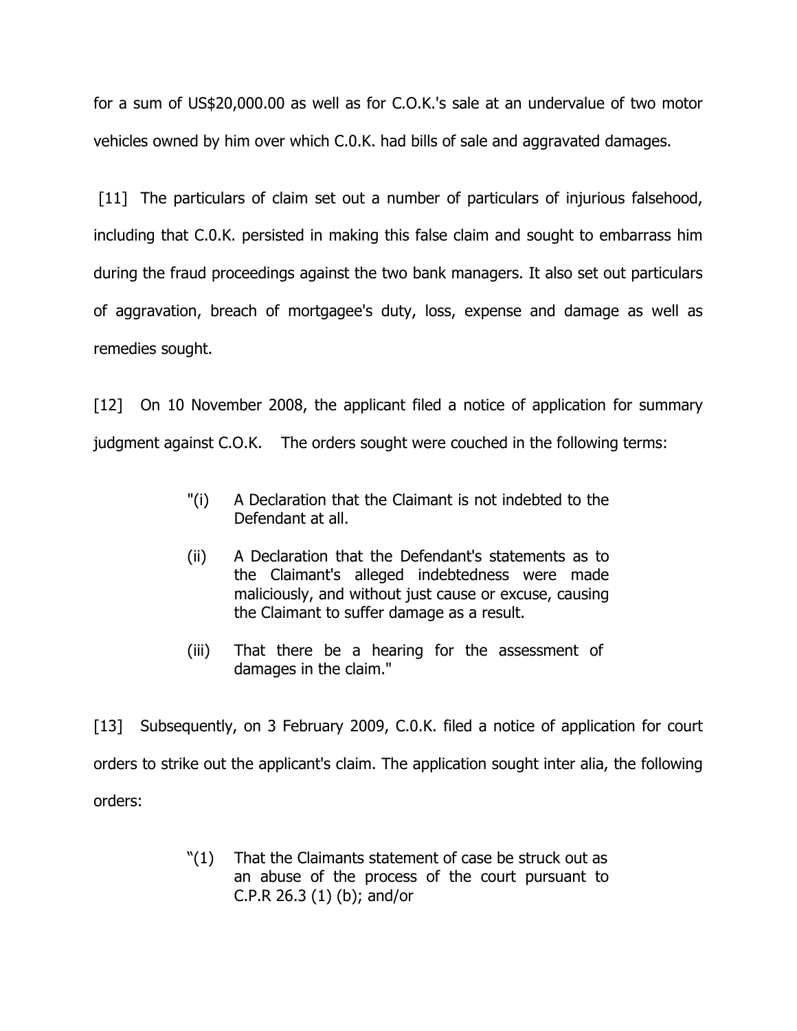for a sum of US$20,000.00 as well as for C.O.K.'s sale at an undervalue of two motor vehicles owned by him over which C.0.K. had bills of sale and aggravated damages.

[11] The particulars of claim set out a number of particulars of injurious falsehood, including that C.0.K. persisted in making this false claim and sought to embarrass him during the fraud proceedings against the two bank managers. It also set out particulars of aggravation, breach of mortgagee's duty, loss, expense and damage as well as remedies sought.

[12] On 10 November 2008, the applicant filed a notice of application for summary judgment against C.O.K. The orders sought were couched in the following terms:

> "(i) A Declaration that the Claimant is not indebted to the Defendant at all.
>
> (ii) A Declaration that the Defendant's statements as to the Claimant's alleged indebtedness were made maliciously, and without just cause or excuse, causing the Claimant to suffer damage as a result.
>
> (iii) That there be a hearing for the assessment of damages in the claim."

[13] Subsequently, on 3 February 2009, C.0.K. filed a notice of application for court orders to strike out the applicant's claim. The application sought inter alia, the following orders:

> "(1) That the Claimants statement of case be struck out as an abuse of the process of the court pursuant to C.P.R 26.3 (1) (b); and/or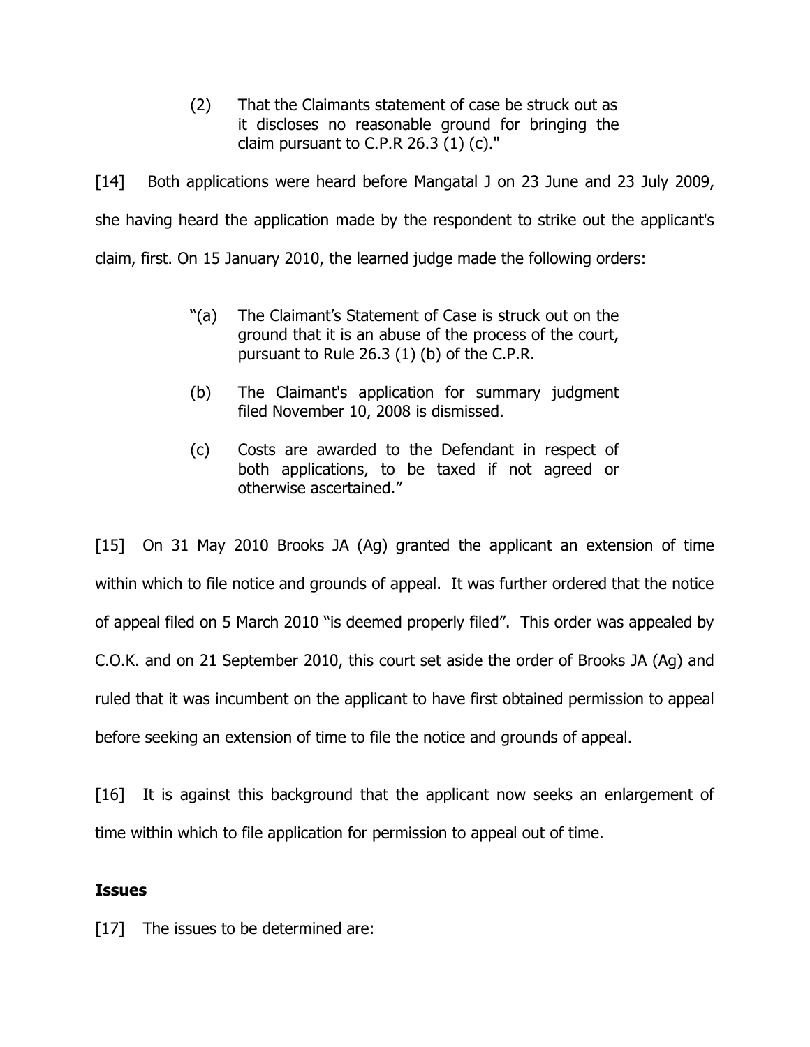> (2) That the Claimants statement of case be struck out as it discloses no reasonable ground for bringing the claim pursuant to C.P.R 26.3 (1) (c)."

[14] Both applications were heard before Mangatal J on 23 June and 23 July 2009, she having heard the application made by the respondent to strike out the applicant's claim, first. On 15 January 2010, the learned judge made the following orders:

> "(a) The Claimant's Statement of Case is struck out on the ground that it is an abuse of the process of the court, pursuant to Rule 26.3 (1) (b) of the C.P.R.
>
> (b) The Claimant's application for summary judgment filed November 10, 2008 is dismissed.
>
> (c) Costs are awarded to the Defendant in respect of both applications, to be taxed if not agreed or otherwise ascertained."

[15] On 31 May 2010 Brooks JA (Ag) granted the applicant an extension of time within which to file notice and grounds of appeal. It was further ordered that the notice of appeal filed on 5 March 2010 "is deemed properly filed". This order was appealed by C.O.K. and on 21 September 2010, this court set aside the order of Brooks JA (Ag) and ruled that it was incumbent on the applicant to have first obtained permission to appeal before seeking an extension of time to file the notice and grounds of appeal.

[16] It is against this background that the applicant now seeks an enlargement of time within which to file application for permission to appeal out of time.

**Issues**

[17] The issues to be determined are: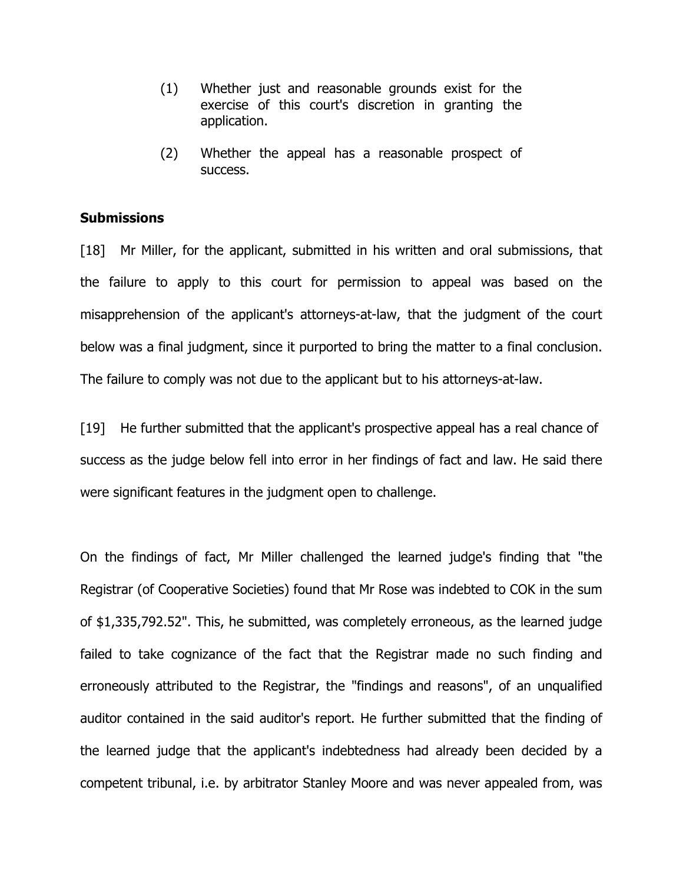(1) Whether just and reasonable grounds exist for the exercise of this court's discretion in granting the application.

(2) Whether the appeal has a reasonable prospect of success.

**Submissions**

[18] Mr Miller, for the applicant, submitted in his written and oral submissions, that the failure to apply to this court for permission to appeal was based on the misapprehension of the applicant's attorneys-at-law, that the judgment of the court below was a final judgment, since it purported to bring the matter to a final conclusion. The failure to comply was not due to the applicant but to his attorneys-at-law.

[19] He further submitted that the applicant's prospective appeal has a real chance of success as the judge below fell into error in her findings of fact and law. He said there were significant features in the judgment open to challenge.

On the findings of fact, Mr Miller challenged the learned judge's finding that "the Registrar (of Cooperative Societies) found that Mr Rose was indebted to COK in the sum of $1,335,792.52". This, he submitted, was completely erroneous, as the learned judge failed to take cognizance of the fact that the Registrar made no such finding and erroneously attributed to the Registrar, the "findings and reasons", of an unqualified auditor contained in the said auditor's report. He further submitted that the finding of the learned judge that the applicant's indebtedness had already been decided by a competent tribunal, i.e. by arbitrator Stanley Moore and was never appealed from, was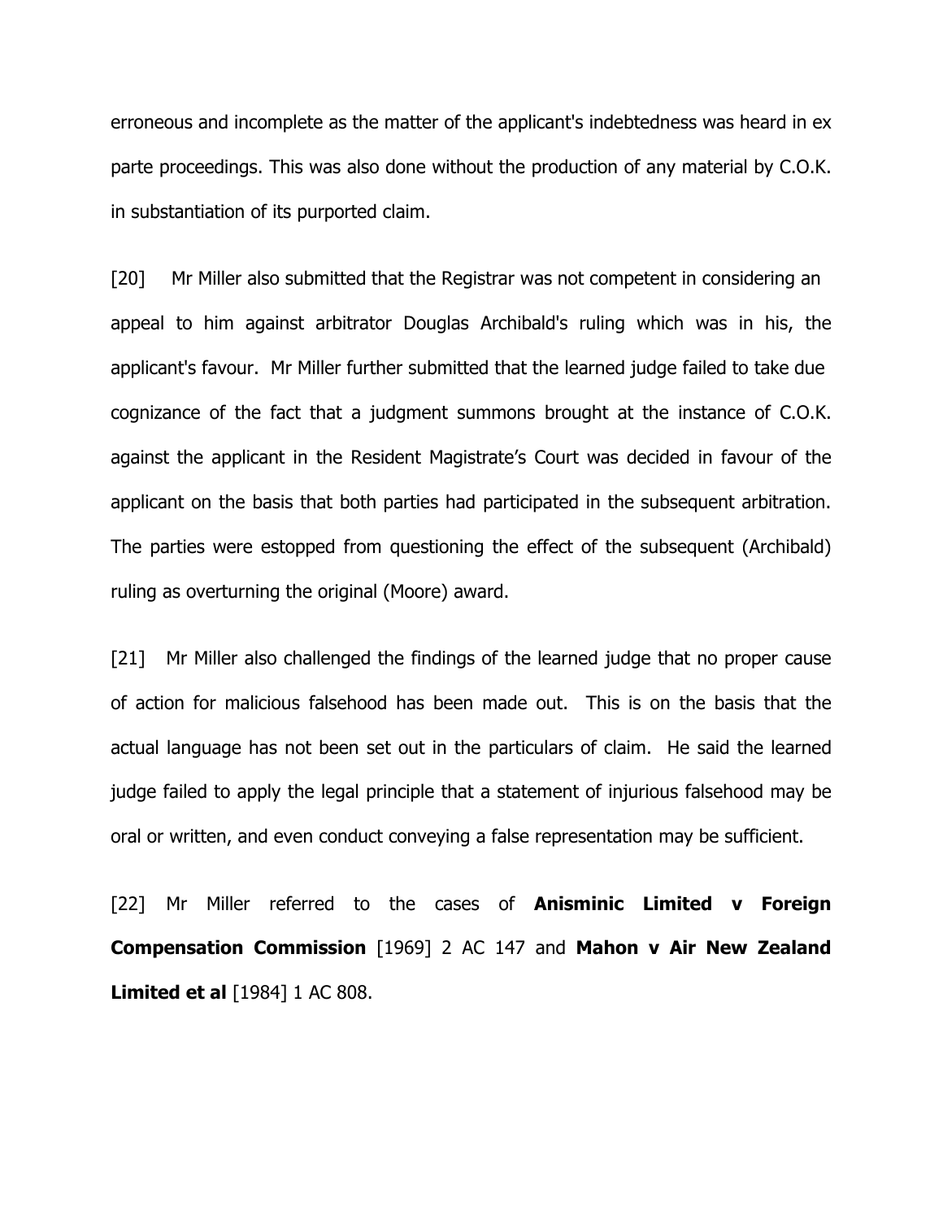erroneous and incomplete as the matter of the applicant's indebtedness was heard in ex parte proceedings. This was also done without the production of any material by C.O.K. in substantiation of its purported claim.

[20] Mr Miller also submitted that the Registrar was not competent in considering an appeal to him against arbitrator Douglas Archibald's ruling which was in his, the applicant's favour. Mr Miller further submitted that the learned judge failed to take due cognizance of the fact that a judgment summons brought at the instance of C.O.K. against the applicant in the Resident Magistrate's Court was decided in favour of the applicant on the basis that both parties had participated in the subsequent arbitration. The parties were estopped from questioning the effect of the subsequent (Archibald) ruling as overturning the original (Moore) award.

[21] Mr Miller also challenged the findings of the learned judge that no proper cause of action for malicious falsehood has been made out. This is on the basis that the actual language has not been set out in the particulars of claim. He said the learned judge failed to apply the legal principle that a statement of injurious falsehood may be oral or written, and even conduct conveying a false representation may be sufficient.

[22] Mr Miller referred to the cases of **Anisminic Limited v Foreign Compensation Commission** [1969] 2 AC 147 and **Mahon v Air New Zealand Limited et al** [1984] 1 AC 808.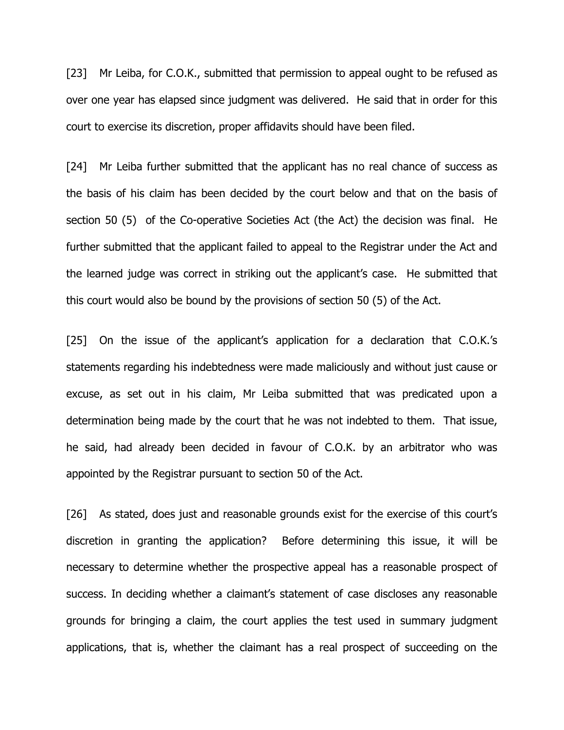[23] Mr Leiba, for C.O.K., submitted that permission to appeal ought to be refused as over one year has elapsed since judgment was delivered. He said that in order for this court to exercise its discretion, proper affidavits should have been filed.

[24] Mr Leiba further submitted that the applicant has no real chance of success as the basis of his claim has been decided by the court below and that on the basis of section 50 (5) of the Co-operative Societies Act (the Act) the decision was final. He further submitted that the applicant failed to appeal to the Registrar under the Act and the learned judge was correct in striking out the applicant's case. He submitted that this court would also be bound by the provisions of section 50 (5) of the Act.

[25] On the issue of the applicant's application for a declaration that C.O.K.'s statements regarding his indebtedness were made maliciously and without just cause or excuse, as set out in his claim, Mr Leiba submitted that was predicated upon a determination being made by the court that he was not indebted to them. That issue, he said, had already been decided in favour of C.O.K. by an arbitrator who was appointed by the Registrar pursuant to section 50 of the Act.

[26] As stated, does just and reasonable grounds exist for the exercise of this court's discretion in granting the application? Before determining this issue, it will be necessary to determine whether the prospective appeal has a reasonable prospect of success. In deciding whether a claimant's statement of case discloses any reasonable grounds for bringing a claim, the court applies the test used in summary judgment applications, that is, whether the claimant has a real prospect of succeeding on the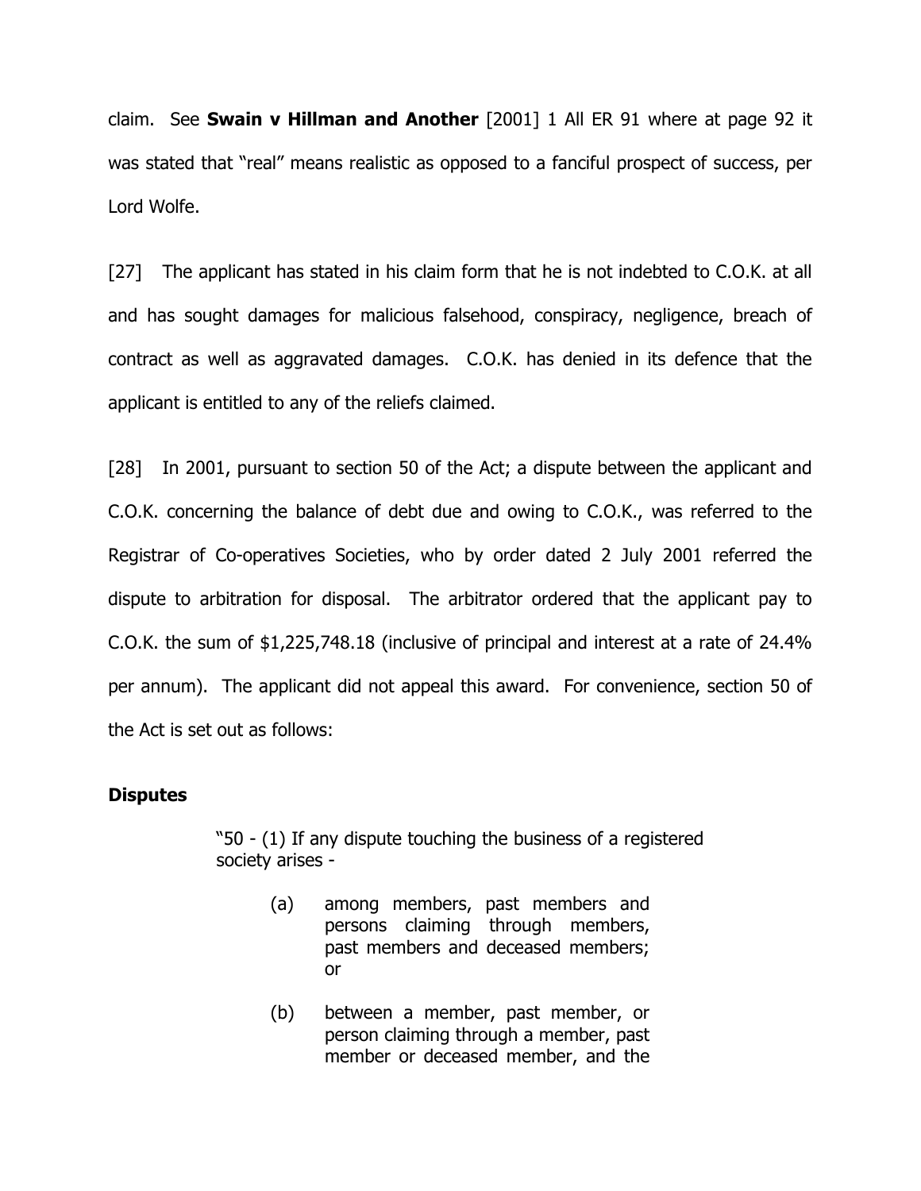claim. See **Swain v Hillman and Another** [2001] 1 All ER 91 where at page 92 it was stated that "real" means realistic as opposed to a fanciful prospect of success, per Lord Wolfe.

[27] The applicant has stated in his claim form that he is not indebted to C.O.K. at all and has sought damages for malicious falsehood, conspiracy, negligence, breach of contract as well as aggravated damages. C.O.K. has denied in its defence that the applicant is entitled to any of the reliefs claimed.

[28] In 2001, pursuant to section 50 of the Act; a dispute between the applicant and C.O.K. concerning the balance of debt due and owing to C.O.K., was referred to the Registrar of Co-operatives Societies, who by order dated 2 July 2001 referred the dispute to arbitration for disposal. The arbitrator ordered that the applicant pay to C.O.K. the sum of $1,225,748.18 (inclusive of principal and interest at a rate of 24.4% per annum). The applicant did not appeal this award. For convenience, section 50 of the Act is set out as follows:

**Disputes**

> "50 - (1) If any dispute touching the business of a registered society arises -
>
> (a) among members, past members and persons claiming through members, past members and deceased members; or
>
> (b) between a member, past member, or person claiming through a member, past member or deceased member, and the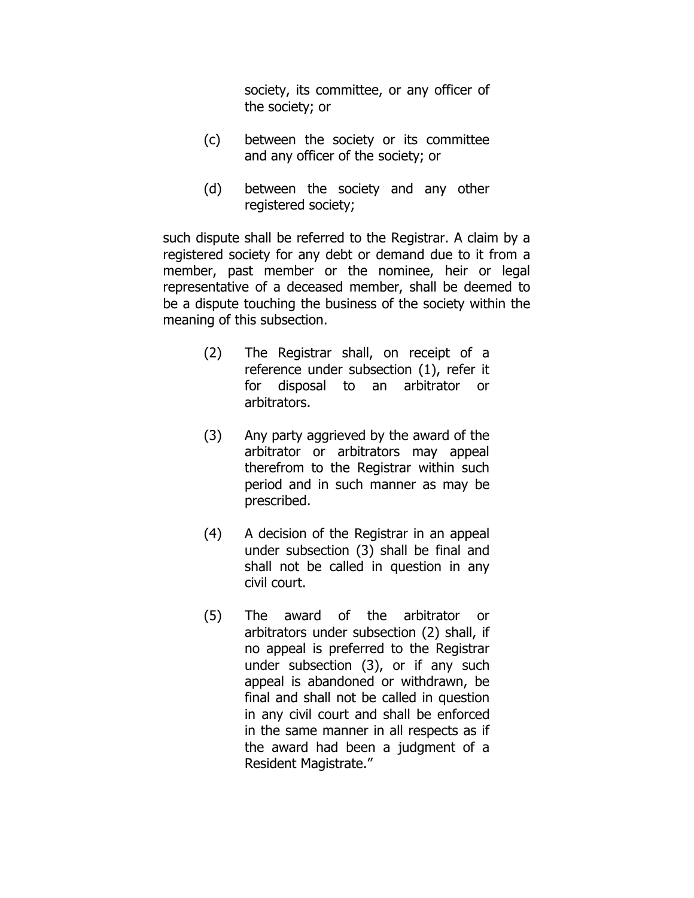society, its committee, or any officer of the society; or

(c) between the society or its committee and any officer of the society; or

(d) between the society and any other registered society;

such dispute shall be referred to the Registrar. A claim by a registered society for any debt or demand due to it from a member, past member or the nominee, heir or legal representative of a deceased member, shall be deemed to be a dispute touching the business of the society within the meaning of this subsection.

(2) The Registrar shall, on receipt of a reference under subsection (1), refer it for disposal to an arbitrator or arbitrators.

(3) Any party aggrieved by the award of the arbitrator or arbitrators may appeal therefrom to the Registrar within such period and in such manner as may be prescribed.

(4) A decision of the Registrar in an appeal under subsection (3) shall be final and shall not be called in question in any civil court.

(5) The award of the arbitrator or arbitrators under subsection (2) shall, if no appeal is preferred to the Registrar under subsection (3), or if any such appeal is abandoned or withdrawn, be final and shall not be called in question in any civil court and shall be enforced in the same manner in all respects as if the award had been a judgment of a Resident Magistrate."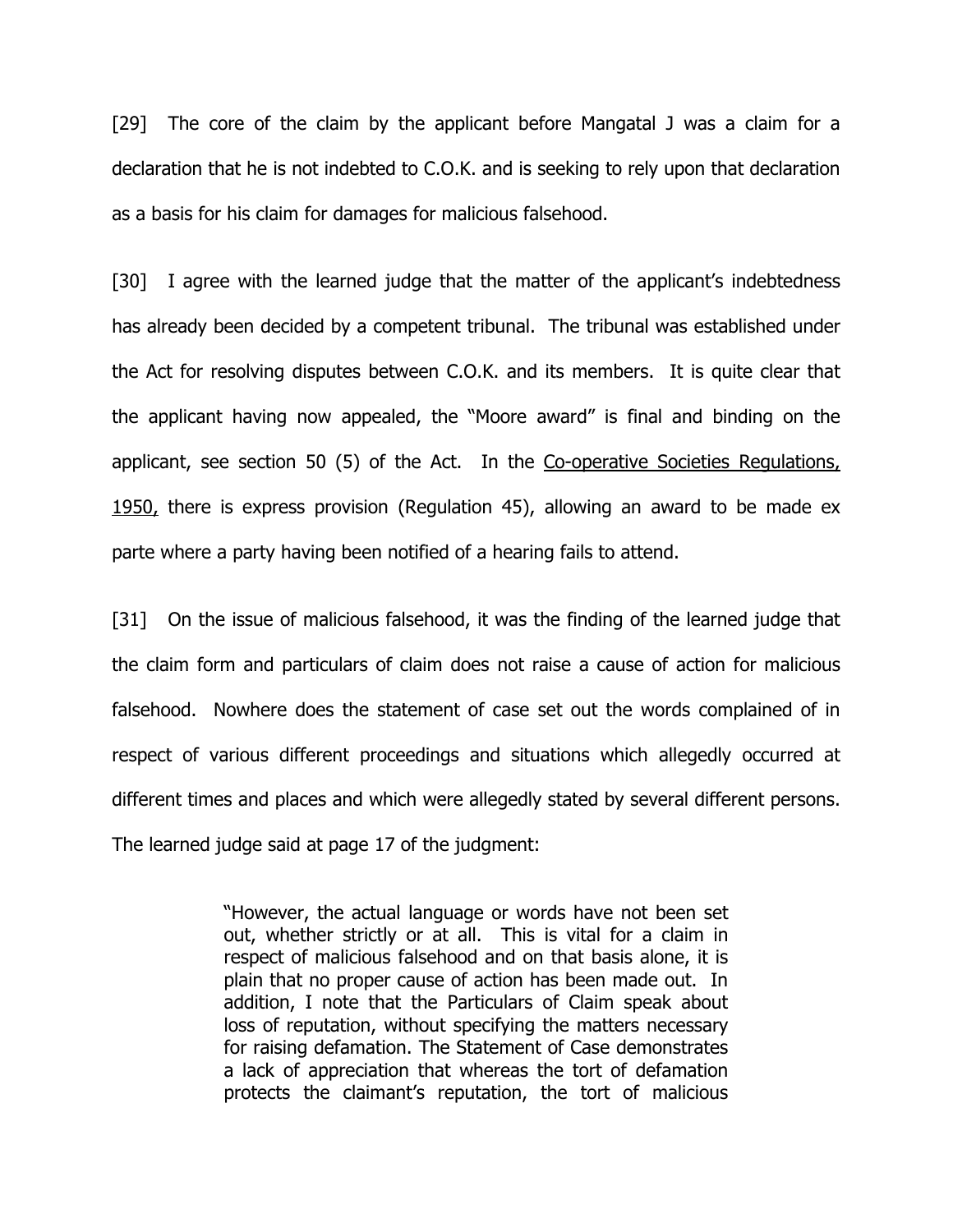[29] The core of the claim by the applicant before Mangatal J was a claim for a declaration that he is not indebted to C.O.K. and is seeking to rely upon that declaration as a basis for his claim for damages for malicious falsehood.

[30] I agree with the learned judge that the matter of the applicant's indebtedness has already been decided by a competent tribunal. The tribunal was established under the Act for resolving disputes between C.O.K. and its members. It is quite clear that the applicant having now appealed, the "Moore award" is final and binding on the applicant, see section 50 (5) of the Act. In the <u>Co-operative Societies Regulations, 1950,</u> there is express provision (Regulation 45), allowing an award to be made ex parte where a party having been notified of a hearing fails to attend.

[31] On the issue of malicious falsehood, it was the finding of the learned judge that the claim form and particulars of claim does not raise a cause of action for malicious falsehood. Nowhere does the statement of case set out the words complained of in respect of various different proceedings and situations which allegedly occurred at different times and places and which were allegedly stated by several different persons. The learned judge said at page 17 of the judgment:

> "However, the actual language or words have not been set out, whether strictly or at all. This is vital for a claim in respect of malicious falsehood and on that basis alone, it is plain that no proper cause of action has been made out. In addition, I note that the Particulars of Claim speak about loss of reputation, without specifying the matters necessary for raising defamation. The Statement of Case demonstrates a lack of appreciation that whereas the tort of defamation protects the claimant's reputation, the tort of malicious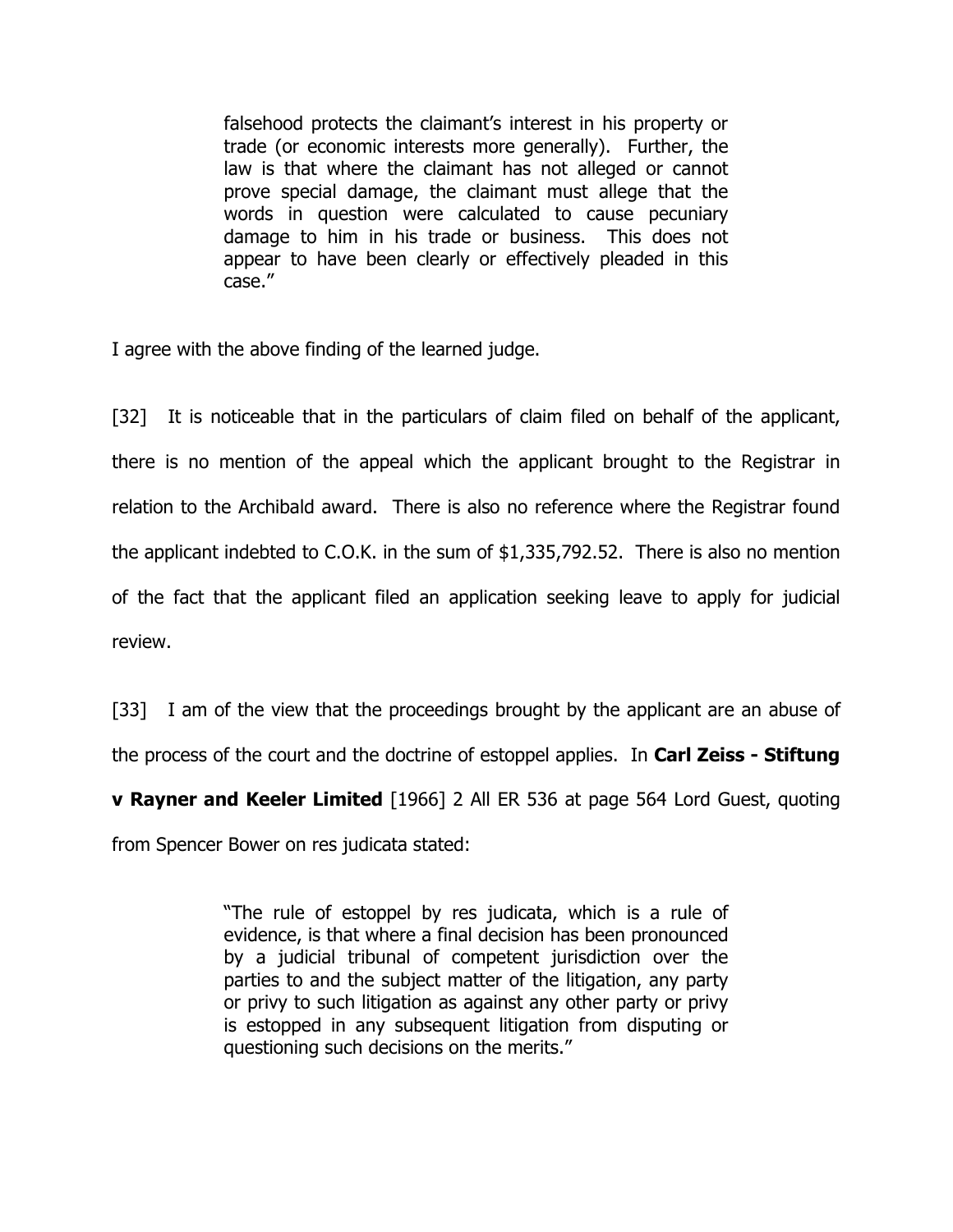> falsehood protects the claimant's interest in his property or trade (or economic interests more generally). Further, the law is that where the claimant has not alleged or cannot prove special damage, the claimant must allege that the words in question were calculated to cause pecuniary damage to him in his trade or business. This does not appear to have been clearly or effectively pleaded in this case."

I agree with the above finding of the learned judge.

[32] It is noticeable that in the particulars of claim filed on behalf of the applicant, there is no mention of the appeal which the applicant brought to the Registrar in relation to the Archibald award. There is also no reference where the Registrar found the applicant indebted to C.O.K. in the sum of $1,335,792.52. There is also no mention of the fact that the applicant filed an application seeking leave to apply for judicial review.

[33] I am of the view that the proceedings brought by the applicant are an abuse of the process of the court and the doctrine of estoppel applies. In **Carl Zeiss - Stiftung v Rayner and Keeler Limited** [1966] 2 All ER 536 at page 564 Lord Guest, quoting from Spencer Bower on res judicata stated:

> "The rule of estoppel by res judicata, which is a rule of evidence, is that where a final decision has been pronounced by a judicial tribunal of competent jurisdiction over the parties to and the subject matter of the litigation, any party or privy to such litigation as against any other party or privy is estopped in any subsequent litigation from disputing or questioning such decisions on the merits."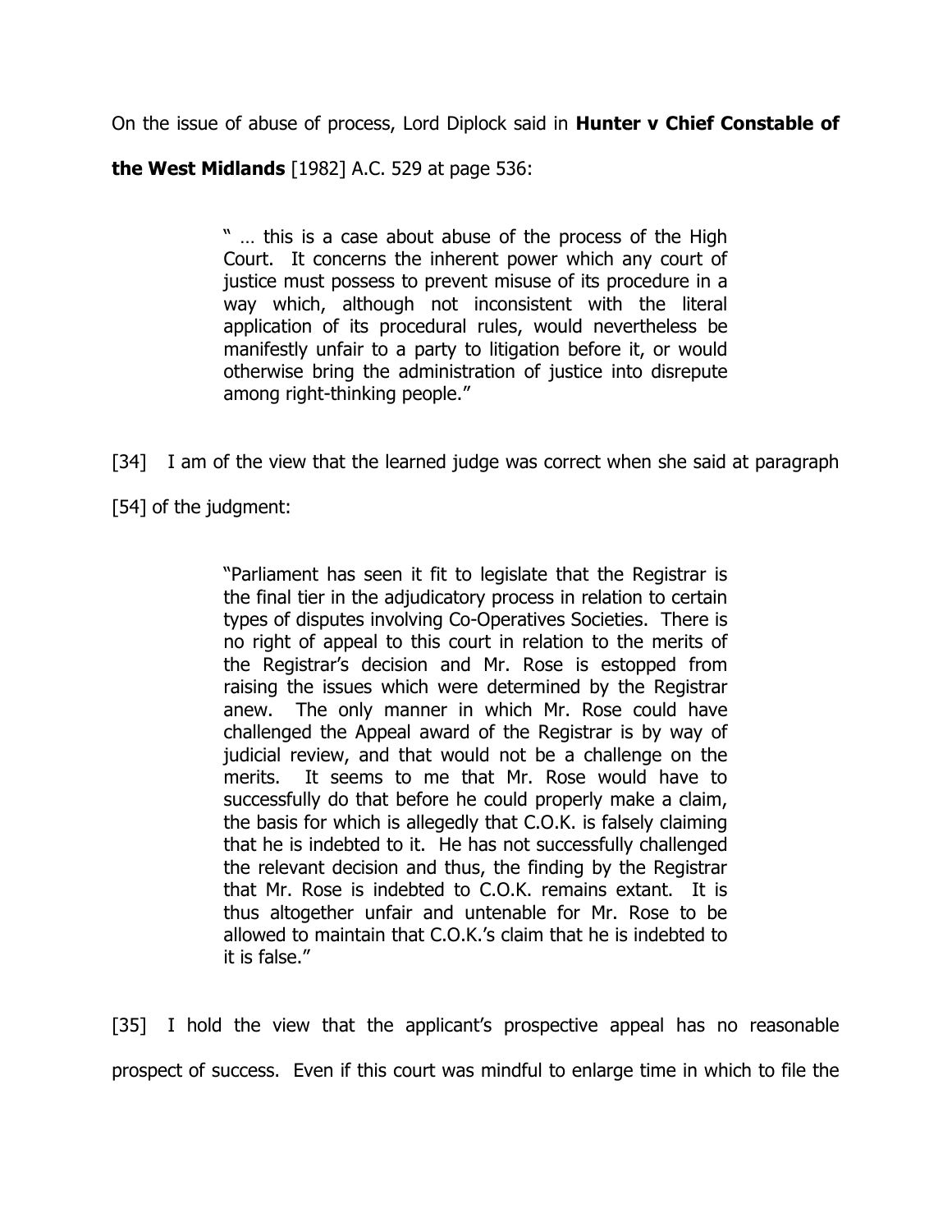On the issue of abuse of process, Lord Diplock said in **Hunter v Chief Constable of the West Midlands** [1982] A.C. 529 at page 536:

> " … this is a case about abuse of the process of the High Court. It concerns the inherent power which any court of justice must possess to prevent misuse of its procedure in a way which, although not inconsistent with the literal application of its procedural rules, would nevertheless be manifestly unfair to a party to litigation before it, or would otherwise bring the administration of justice into disrepute among right-thinking people."

[34] I am of the view that the learned judge was correct when she said at paragraph [54] of the judgment:

> "Parliament has seen it fit to legislate that the Registrar is the final tier in the adjudicatory process in relation to certain types of disputes involving Co-Operatives Societies. There is no right of appeal to this court in relation to the merits of the Registrar's decision and Mr. Rose is estopped from raising the issues which were determined by the Registrar anew. The only manner in which Mr. Rose could have challenged the Appeal award of the Registrar is by way of judicial review, and that would not be a challenge on the merits. It seems to me that Mr. Rose would have to successfully do that before he could properly make a claim, the basis for which is allegedly that C.O.K. is falsely claiming that he is indebted to it. He has not successfully challenged the relevant decision and thus, the finding by the Registrar that Mr. Rose is indebted to C.O.K. remains extant. It is thus altogether unfair and untenable for Mr. Rose to be allowed to maintain that C.O.K.'s claim that he is indebted to it is false."

[35] I hold the view that the applicant's prospective appeal has no reasonable prospect of success. Even if this court was mindful to enlarge time in which to file the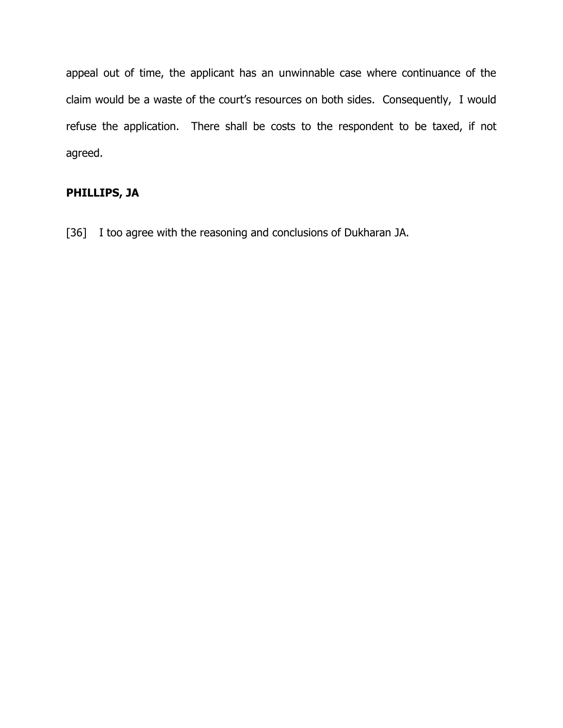appeal out of time, the applicant has an unwinnable case where continuance of the claim would be a waste of the court's resources on both sides. Consequently, I would refuse the application. There shall be costs to the respondent to be taxed, if not agreed.

**PHILLIPS, JA**

[36] I too agree with the reasoning and conclusions of Dukharan JA.